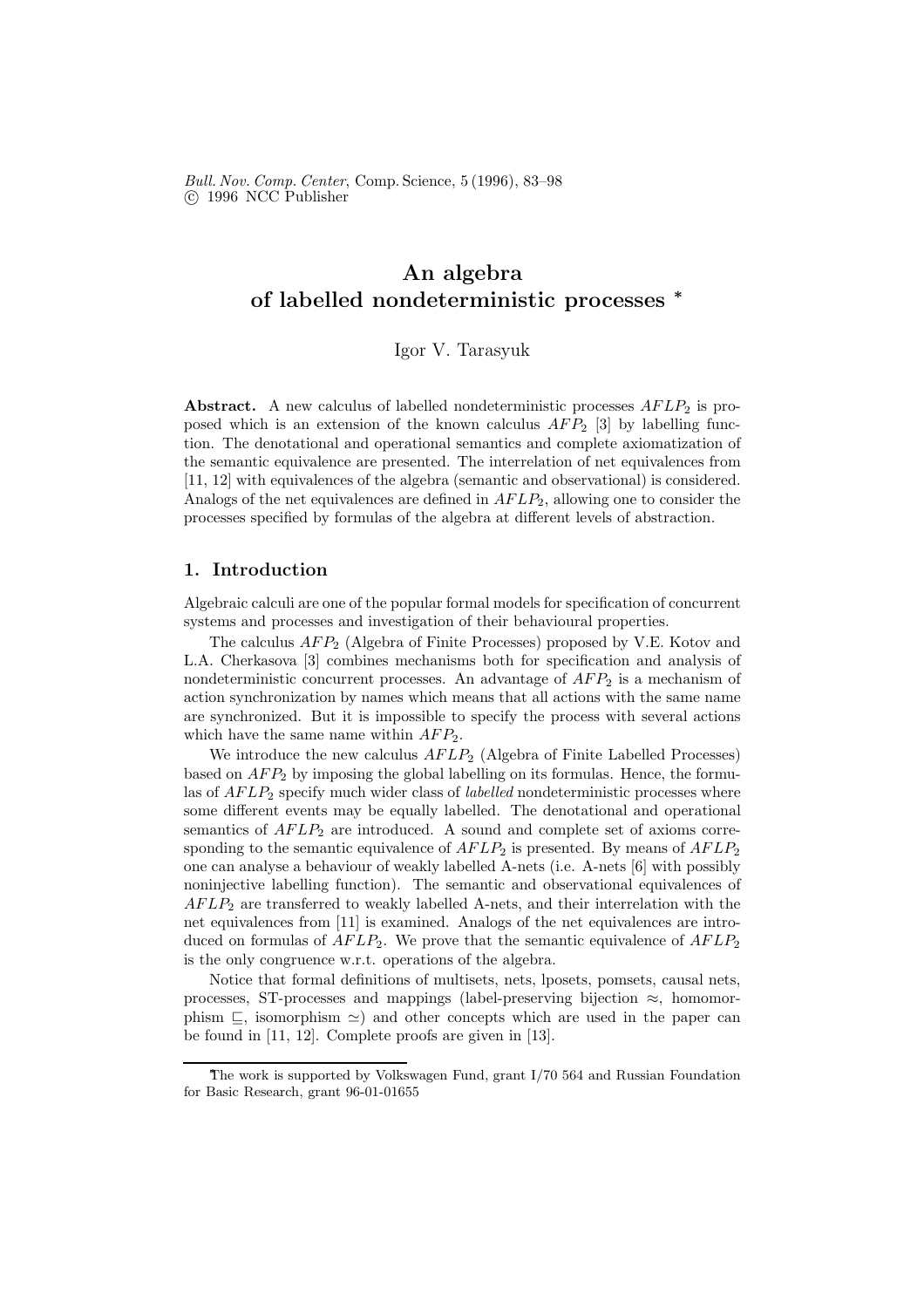# An algebra of labelled nondeterministic processes *

Igor V. Tarasyuk

**Abstract.** A new calculus of labelled nondeterministic processes $AFLP_2$ is proposed which is an extension of the known calculus $AFP_2$ [3] by labelling function. The denotational and operational semantics and complete axiomatization of the semantic equivalence are presented. The interrelation of net equivalences from [11, 12] with equivalences of the algebra (semantic and observational) is considered. Analogs of the net equivalences are defined in $AFLP_2$, allowing one to consider the processes specified by formulas of the algebra at different levels of abstraction.

## 1. Introduction

Algebraic calculi are one of the popular formal models for specification of concurrent systems and processes and investigation of their behavioural properties.

The calculus $AFP_2$ (Algebra of Finite Processes) proposed by V.E. Kotov and L.A. Cherkasova [3] combines mechanisms both for specification and analysis of nondeterministic concurrent processes. An advantage of $AFP_2$ is a mechanism of action synchronization by names which means that all actions with the same name are synchronized. But it is impossible to specify the process with several actions which have the same name within $AFP_2$.

We introduce the new calculus $AFLP_2$ (Algebra of Finite Labelled Processes) based on $AFP_2$ by imposing the global labelling on its formulas. Hence, the formulas of $AFLP_2$ specify much wider class of *labelled* nondeterministic processes where some different events may be equally labelled. The denotational and operational semantics of $AFLP_2$ are introduced. A sound and complete set of axioms corresponding to the semantic equivalence of $AFLP_2$ is presented. By means of $AFLP_2$ one can analyse a behaviour of weakly labelled A-nets (i.e. A-nets [6] with possibly noninjective labelling function). The semantic and observational equivalences of $AFLP_2$ are transferred to weakly labelled A-nets, and their interrelation with the net equivalences from [11] is examined. Analogs of the net equivalences are introduced on formulas of $AFLP_2$. We prove that the semantic equivalence of $AFLP_2$ is the only congruence w.r.t. operations of the algebra.

Notice that formal definitions of multisets, nets, lposets, pomsets, causal nets, processes, ST-processes and mappings (label-preserving bijection $\approx$, homomorphism $\sqsubseteq$, isomorphism $\simeq$) and other concepts which are used in the paper can be found in [11, 12]. Complete proofs are given in [13].

*The work is supported by Volkswagen Fund, grant I/70 564 and Russian Foundation for Basic Research, grant 96-01-01655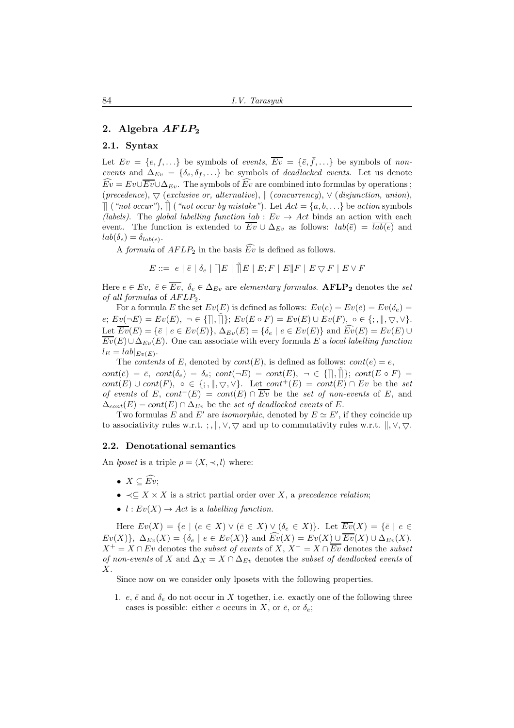## 2. Algebra $AFLP_2$

### 2.1. Syntax

Let $Ev = \{e, f, \ldots\}$ be symbols of *events*, $\overline{Ev} = \{\bar{e}, \bar{f}, \ldots\}$ be symbols of *non-events* and $\Delta_{Ev} = \{\delta_e, \delta_f, \ldots\}$ be symbols of *deadlocked events*. Let us denote $\widehat{Ev} = Ev \cup \overline{Ev} \cup \Delta_{Ev}$. The symbols of $\widehat{Ev}$ are combined into formulas by operations ; (*precedence*), $\bigtriangledown$ (*exclusive or, alternative*), $\|$ (*concurrency*), $\vee$ (*disjunction, union*), $\rceil\!|$ (*"not occur"*), $\tilde{\rceil\!|}$ (*"not occur by mistake"*). Let $Act = \{a, b, \ldots\}$ be *action* symbols *(labels)*. The *global labelling function* $lab : Ev \to Act$ binds an action with each event. The function is extended to $\overline{Ev} \cup \Delta_{Ev}$ as follows: $lab(\bar{e}) = \overline{lab(e)}$ and $lab(\delta_e) = \delta_{lab(e)}$.

A *formula* of $AFLP_2$ in the basis $\widehat{Ev}$ is defined as follows.

$$E ::= \ e \mid \bar{e} \mid \delta_e \mid \rceil\!| E \mid \tilde{\rceil\!|} E \mid E; F \mid E \| F \mid E \bigtriangledown F \mid E \vee F$$

Here $e \in Ev$, $\bar{e} \in \overline{Ev}$, $\delta_e \in \Delta_{Ev}$ are *elementary formulas*. $\mathbf{AFLP_2}$ denotes the *set of all formulas* of $AFLP_2$.

For a formula $E$ the set $Ev(E)$ is defined as follows: $Ev(e) = Ev(\bar{e}) = Ev(\delta_e) = e$; $Ev(\neg E) = Ev(E)$, $\neg \in \{\rceil\!|, \tilde{\rceil\!|}\}$; $Ev(E \circ F) = Ev(E) \cup Ev(F)$, $\circ \in \{;, \|, \bigtriangledown, \vee\}$. Let $\overline{Ev}(E) = \{\bar{e} \mid e \in Ev(E)\}$, $\Delta_{Ev}(E) = \{\delta_e \mid e \in Ev(E)\}$ and $\widehat{Ev}(E) = Ev(E) \cup \overline{Ev}(E) \cup \Delta_{Ev}(E)$. One can associate with every formula $E$ a *local labelling function* $l_E = lab|_{Ev(E)}$.

The *contents* of $E$, denoted by $cont(E)$, is defined as follows: $cont(e) = e$, $cont(\bar{e}) = \bar{e}$, $cont(\delta_e) = \delta_e$; $cont(\neg E) = cont(E)$, $\neg \in \{\rceil\!|, \tilde{\rceil\!|}\}$; $cont(E \circ F) = cont(E) \cup cont(F)$, $\circ \in \{;, \|, \bigtriangledown, \vee\}$. Let $cont^+(E) = cont(E) \cap Ev$ be the *set of events* of $E$, $cont^-(E) = cont(E) \cap \overline{Ev}$ be the *set of non-events* of $E$, and $\Delta_{cont}(E) = cont(E) \cap \Delta_{Ev}$ be the *set of deadlocked events* of $E$.

Two formulas $E$ and $E'$ are *isomorphic*, denoted by $E \simeq E'$, if they coincide up to associativity rules w.r.t. $;, \|, \vee, \bigtriangledown$ and up to commutativity rules w.r.t. $\|, \vee, \bigtriangledown$.

### 2.2. Denotational semantics

An *lposet* is a triple $\rho = \langle X, \prec, l \rangle$ where:

- $X \subseteq \widehat{Ev}$;
- $\prec \subseteq X \times X$ is a strict partial order over $X$, a *precedence relation*;
- $l : Ev(X) \to Act$ is a *labelling function*.

Here $Ev(X) = \{e \mid (e \in X) \vee (\bar{e} \in X) \vee (\delta_e \in X)\}$. Let $\overline{Ev}(X) = \{\bar{e} \mid e \in Ev(X)\}$, $\Delta_{Ev}(X) = \{\delta_e \mid e \in Ev(X)\}$ and $\widehat{Ev}(X) = Ev(X) \cup \overline{Ev}(X) \cup \Delta_{Ev}(X)$. $X^+ = X \cap Ev$ denotes the *subset of events* of $X$, $X^- = X \cap \overline{Ev}$ denotes the *subset of non-events* of $X$ and $\Delta_X = X \cap \Delta_{Ev}$ denotes the *subset of deadlocked events* of $X$.

Since now on we consider only lposets with the following properties.

1. $e$, $\bar{e}$ and $\delta_e$ do not occur in $X$ together, i.e. exactly one of the following three cases is possible: either $e$ occurs in $X$, or $\bar{e}$, or $\delta_e$;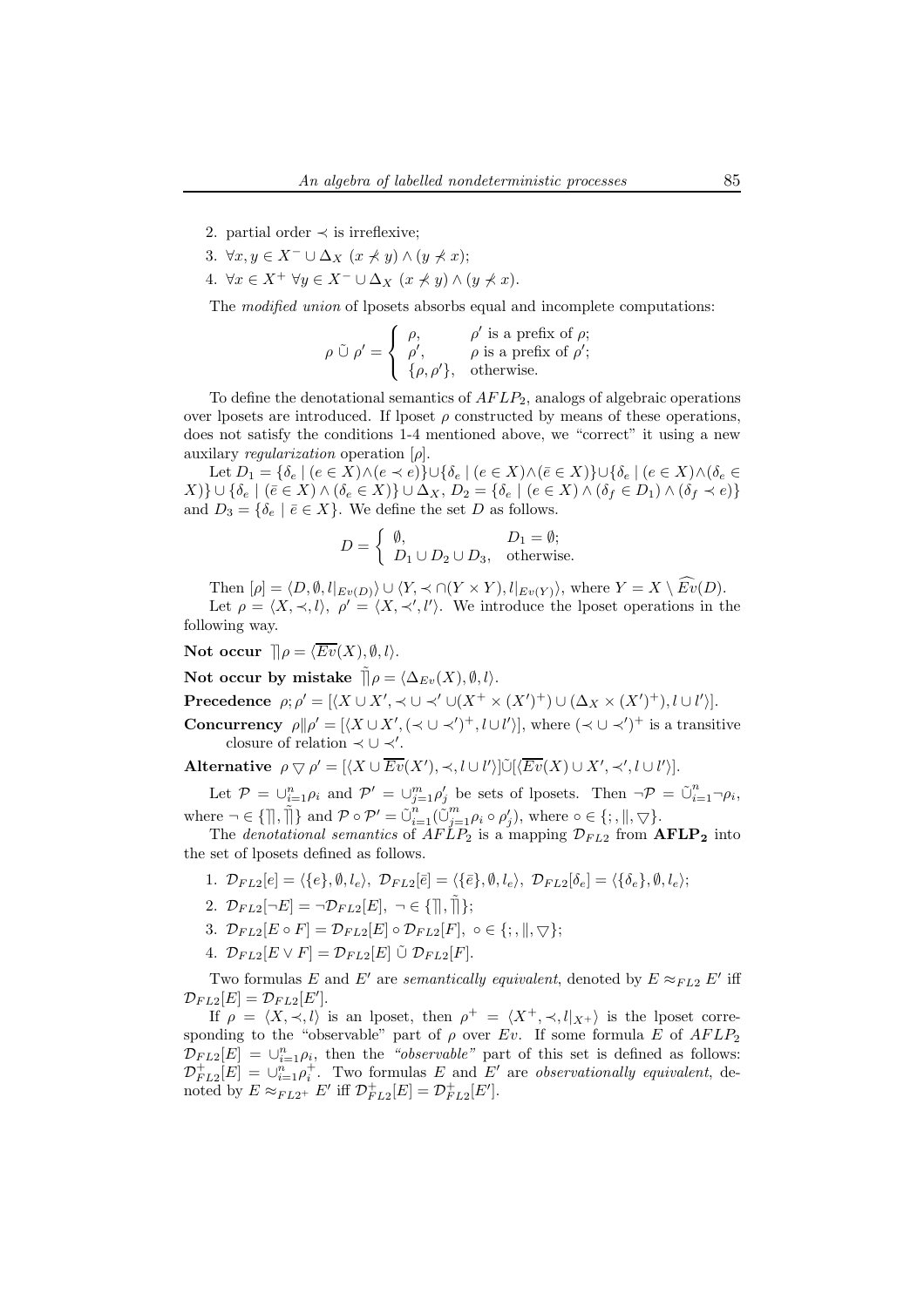2. partial order $\prec$ is irreflexive;
3. $\forall x, y \in X^- \cup \Delta_X \ (x \not\prec y) \wedge (y \not\prec x)$;
4. $\forall x \in X^+ \ \forall y \in X^- \cup \Delta_X \ (x \not\prec y) \wedge (y \not\prec x)$.

The *modified union* of lposets absorbs equal and incomplete computations:

$$\rho \mathbin{\tilde{\cup}} \rho' = \begin{cases} \rho, & \rho' \text{ is a prefix of } \rho; \\ \rho', & \rho \text{ is a prefix of } \rho'; \\ \{\rho, \rho'\}, & \text{otherwise.} \end{cases}$$

To define the denotational semantics of $AFLP_2$, analogs of algebraic operations over lposets are introduced. If lposet $\rho$ constructed by means of these operations, does not satisfy the conditions 1-4 mentioned above, we "correct" it using a new auxilary *regularization* operation $[\rho]$.

Let $D_1 = \{\delta_e \mid (e \in X) \wedge (e \prec e)\} \cup \{\delta_e \mid (e \in X) \wedge (\bar{e} \in X)\} \cup \{\delta_e \mid (e \in X) \wedge (\delta_e \in X)\} \cup \{\delta_e \mid (\bar{e} \in X) \wedge (\delta_e \in X)\} \cup \Delta_X$, $D_2 = \{\delta_e \mid (e \in X) \wedge (\delta_f \in D_1) \wedge (\delta_f \prec e)\}$ and $D_3 = \{\delta_e \mid \bar{e} \in X\}$. We define the set $D$ as follows.

$$D = \begin{cases} \emptyset, & D_1 = \emptyset; \\ D_1 \cup D_2 \cup D_3, & \text{otherwise.} \end{cases}$$

Then $[\rho] = \langle D, \emptyset, l|_{Ev(D)} \rangle \cup \langle Y, \prec \cap (Y \times Y), l|_{Ev(Y)} \rangle$, where $Y = X \setminus \widehat{Ev}(D)$.

Let $\rho = \langle X, \prec, l \rangle$, $\rho' = \langle X, \prec', l' \rangle$. We introduce the lposet operations in the following way.

**Not occur** $\rceil\!\rceil \rho = \langle \overline{Ev}(X), \emptyset, l \rangle$.

**Not occur by mistake** $\tilde{\rceil\!\rceil} \rho = \langle \Delta_{Ev}(X), \emptyset, l \rangle$.

**Precedence** $\rho ; \rho' = [\langle X \cup X', \prec \cup \prec' \cup (X^+ \times (X')^+) \cup (\Delta_X \times (X')^+), l \cup l' \rangle]$.

**Concurrency** $\rho \| \rho' = [\langle X \cup X', (\prec \cup \prec')^+, l \cup l' \rangle]$, where $(\prec \cup \prec')^+$ is a transitive closure of relation $\prec \cup \prec'$.

**Alternative** $\rho \bigtriangledown \rho' = [\langle X \cup \overline{Ev}(X'), \prec, l \cup l' \rangle] \tilde{\cup} [\langle \overline{Ev}(X) \cup X', \prec', l \cup l' \rangle]$.

Let $\mathcal{P} = \cup_{i=1}^n \rho_i$ and $\mathcal{P}' = \cup_{j=1}^m \rho'_j$ be sets of lposets. Then $\neg \mathcal{P} = \tilde{\cup}_{i=1}^n \neg \rho_i$, where $\neg \in \{\rceil\!\rceil, \tilde{\rceil\!\rceil}\}$ and $\mathcal{P} \circ \mathcal{P}' = \tilde{\cup}_{i=1}^n (\tilde{\cup}_{j=1}^m \rho_i \circ \rho'_j)$, where $\circ \in \{;, \|, \bigtriangledown\}$.

The *denotational semantics* of $AFLP_2$ is a mapping $\mathcal{D}_{FL2}$ from $\mathbf{AFLP_2}$ into the set of lposets defined as follows.

1. $\mathcal{D}_{FL2}[e] = \langle \{e\}, \emptyset, l_e \rangle$, $\mathcal{D}_{FL2}[\bar{e}] = \langle \{\bar{e}\}, \emptyset, l_e \rangle$, $\mathcal{D}_{FL2}[\delta_e] = \langle \{\delta_e\}, \emptyset, l_e \rangle$;
2. $\mathcal{D}_{FL2}[\neg E] = \neg \mathcal{D}_{FL2}[E]$, $\neg \in \{\rceil\!\rceil, \tilde{\rceil\!\rceil}\}$;
3. $\mathcal{D}_{FL2}[E \circ F] = \mathcal{D}_{FL2}[E] \circ \mathcal{D}_{FL2}[F]$, $\circ \in \{;, \|, \bigtriangledown\}$;
4. $\mathcal{D}_{FL2}[E \vee F] = \mathcal{D}_{FL2}[E] \mathbin{\tilde{\cup}} \mathcal{D}_{FL2}[F]$.

Two formulas $E$ and $E'$ are *semantically equivalent*, denoted by $E \approx_{FL2} E'$ iff $\mathcal{D}_{FL2}[E] = \mathcal{D}_{FL2}[E']$.

If $\rho = \langle X, \prec, l \rangle$ is an lposet, then $\rho^+ = \langle X^+, \prec, l|_{X^+} \rangle$ is the lposet corresponding to the "observable" part of $\rho$ over $Ev$. If some formula $E$ of $AFLP_2$ $\mathcal{D}_{FL2}[E] = \cup_{i=1}^n \rho_i$, then the *"observable"* part of this set is defined as follows: $\mathcal{D}^+_{FL2}[E] = \cup_{i=1}^n \rho_i^+$. Two formulas $E$ and $E'$ are *observationally equivalent*, denoted by $E \approx_{FL2^+} E'$ iff $\mathcal{D}^+_{FL2}[E] = \mathcal{D}^+_{FL2}[E']$.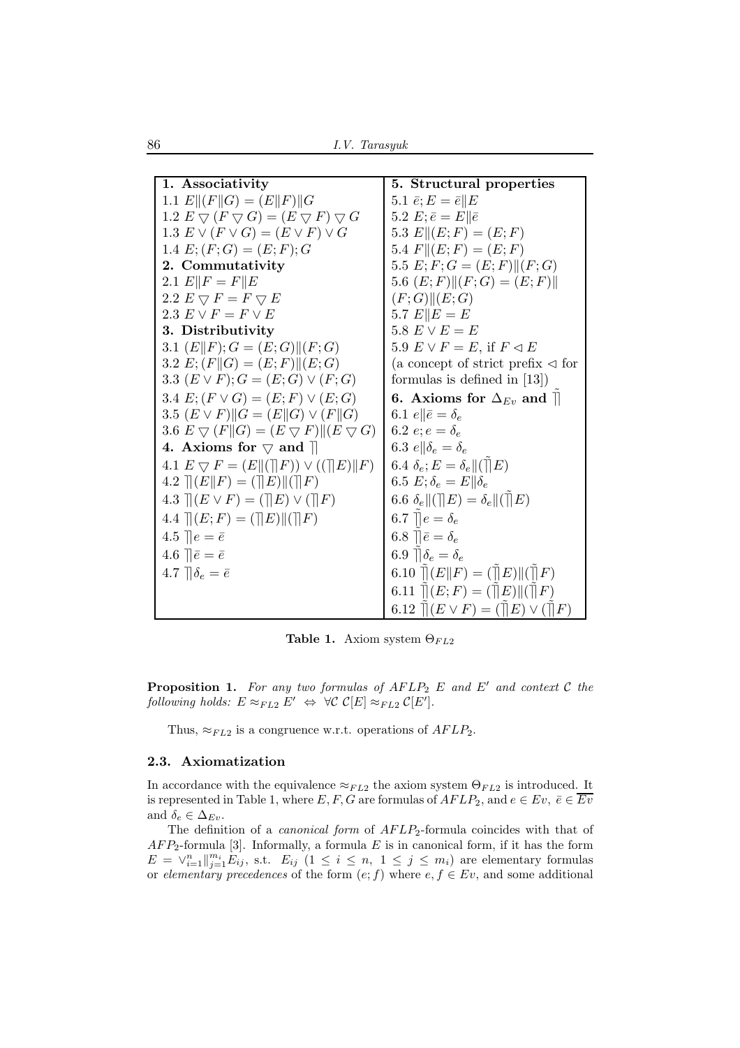| 1. Associativity | 5. Structural properties |
|---|---|
| 1.1 $E\|(F\|G) = (E\|F)\|G$ | 5.1 $\bar{e}; E = \bar{e}\|E$ |
| 1.2 $E \bigtriangledown (F \bigtriangledown G) = (E \bigtriangledown F) \bigtriangledown G$ | 5.2 $E; \bar{e} = E\|\bar{e}$ |
| 1.3 $E \vee (F \vee G) = (E \vee F) \vee G$ | 5.3 $E\|(E; F) = (E; F)$ |
| 1.4 $E; (F; G) = (E; F); G$ | 5.4 $F\|(E; F) = (E; F)$ |
| **2. Commutativity** | 5.5 $E; F; G = (E; F)\|(F; G)$ |
| 2.1 $E\|F = F\|E$ | 5.6 $(E; F)\|(F; G) = (E; F)\|$ |
| 2.2 $E \bigtriangledown F = F \bigtriangledown E$ | $(F; G)\|(E; G)$ |
| 2.3 $E \vee F = F \vee E$ | 5.7 $E\|E = E$ |
| **3. Distributivity** | 5.8 $E \vee E = E$ |
| 3.1 $(E\|F); G = (E; G)\|(F; G)$ | 5.9 $E \vee F = E$, if $F \lhd E$ |
| 3.2 $E; (F\|G) = (E; F)\|(E; G)$ | (a concept of strict prefix $\lhd$ for |
| 3.3 $(E \vee F); G = (E; G) \vee (F; G)$ | formulas is defined in [13]) |
| 3.4 $E; (F \vee G) = (E; F) \vee (E; G)$ | **6. Axioms for $\Delta_{Ev}$ and $\tilde{\rceil\rceil}$** |
| 3.5 $(E \vee F)\|G = (E\|G) \vee (F\|G)$ | 6.1 $e\|\bar{e} = \delta_e$ |
| 3.6 $E \bigtriangledown (F\|G) = (E \bigtriangledown F)\|(E \bigtriangledown G)$ | 6.2 $e; e = \delta_e$ |
| **4. Axioms for $\bigtriangledown$ and $\rceil\rceil$** | 6.3 $e\|\delta_e = \delta_e$ |
| 4.1 $E \bigtriangledown F = (E\|(\rceil\rceil F)) \vee ((\rceil\rceil E)\|F)$ | 6.4 $\delta_e; E = \delta_e\|(\tilde{\rceil\rceil} E)$ |
| 4.2 $\rceil\rceil(E\|F) = (\rceil\rceil E)\|(\rceil\rceil F)$ | 6.5 $E; \delta_e = E\|\delta_e$ |
| 4.3 $\rceil\rceil(E \vee F) = (\rceil\rceil E) \vee (\rceil\rceil F)$ | 6.6 $\delta_e\|(\rceil\rceil E) = \delta_e\|(\tilde{\rceil\rceil} E)$ |
| 4.4 $\rceil\rceil(E; F) = (\rceil\rceil E)\|(\rceil\rceil F)$ | 6.7 $\tilde{\rceil\rceil} e = \delta_e$ |
| 4.5 $\rceil\rceil e = \bar{e}$ | 6.8 $\tilde{\rceil\rceil} \bar{e} = \delta_e$ |
| 4.6 $\rceil\rceil \bar{e} = \bar{e}$ | 6.9 $\tilde{\rceil\rceil} \delta_e = \delta_e$ |
| 4.7 $\rceil\rceil \delta_e = \bar{e}$ | 6.10 $\tilde{\rceil\rceil}(E\|F) = (\tilde{\rceil\rceil} E)\|(\tilde{\rceil\rceil} F)$ |
| | 6.11 $\tilde{\rceil\rceil}(E; F) = (\tilde{\rceil\rceil} E)\|(\tilde{\rceil\rceil} F)$ |
| | 6.12 $\tilde{\rceil\rceil}(E \vee F) = (\tilde{\rceil\rceil} E) \vee (\tilde{\rceil\rceil} F)$ |

**Table 1.** Axiom system $\Theta_{FL2}$

**Proposition 1.** *For any two formulas of $AFLP_2$ $E$ and $E'$ and context $\mathcal{C}$ the following holds:* $E \approx_{FL2} E' \Leftrightarrow \forall \mathcal{C}\ \mathcal{C}[E] \approx_{FL2} \mathcal{C}[E']$.

Thus, $\approx_{FL2}$ is a congruence w.r.t. operations of $AFLP_2$.

### 2.3. Axiomatization

In accordance with the equivalence $\approx_{FL2}$ the axiom system $\Theta_{FL2}$ is introduced. It is represented in Table 1, where $E, F, G$ are formulas of $AFLP_2$, and $e \in Ev$, $\bar{e} \in \overline{Ev}$ and $\delta_e \in \Delta_{Ev}$.

The definition of a *canonical form* of $AFLP_2$-formula coincides with that of $AFP_2$-formula [3]. Informally, a formula $E$ is in canonical form, if it has the form $E = \vee_{i=1}^{n} \|_{j=1}^{m_i} E_{ij}$, s.t. $E_{ij}$ $(1 \leq i \leq n,\ 1 \leq j \leq m_i)$ are elementary formulas or *elementary precedences* of the form $(e; f)$ where $e, f \in Ev$, and some additional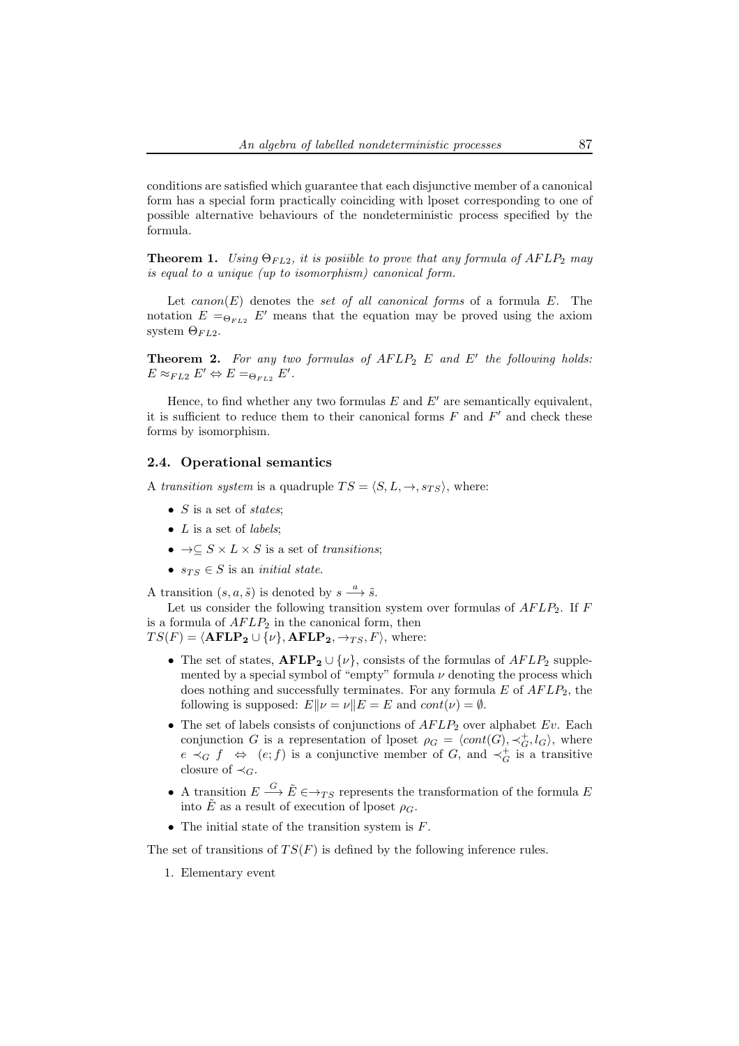conditions are satisfied which guarantee that each disjunctive member of a canonical form has a special form practically coinciding with lposet corresponding to one of possible alternative behaviours of the nondeterministic process specified by the formula.

**Theorem 1.** *Using $\Theta_{FL2}$, it is posiible to prove that any formula of $AFLP_2$ may is equal to a unique (up to isomorphism) canonical form.*

Let $canon(E)$ denotes the *set of all canonical forms* of a formula $E$. The notation $E =_{\Theta_{FL2}} E'$ means that the equation may be proved using the axiom system $\Theta_{FL2}$.

**Theorem 2.** *For any two formulas of $AFLP_2$ $E$ and $E'$ the following holds: $E \approx_{FL2} E' \Leftrightarrow E =_{\Theta_{FL2}} E'$.*

Hence, to find whether any two formulas $E$ and $E'$ are semantically equivalent, it is sufficient to reduce them to their canonical forms $F$ and $F'$ and check these forms by isomorphism.

### 2.4. Operational semantics

A *transition system* is a quadruple $TS = \langle S, L, \rightarrow, s_{TS} \rangle$, where:

- $S$ is a set of *states*;
- $L$ is a set of *labels*;
- $\rightarrow \subseteq S \times L \times S$ is a set of *transitions*;
- $s_{TS} \in S$ is an *initial state*.

A transition $(s, a, \tilde{s})$ is denoted by $s \xrightarrow{a} \tilde{s}$.

Let us consider the following transition system over formulas of $AFLP_2$. If $F$ is a formula of $AFLP_2$ in the canonical form, then
$TS(F) = \langle \mathbf{AFLP_2} \cup \{\nu\}, \mathbf{AFLP_2}, \rightarrow_{TS}, F \rangle$, where:

- The set of states, $\mathbf{AFLP_2} \cup \{\nu\}$, consists of the formulas of $AFLP_2$ supplemented by a special symbol of "empty" formula $\nu$ denoting the process which does nothing and successfully terminates. For any formula $E$ of $AFLP_2$, the following is supposed: $E \| \nu = \nu \| E = E$ and $cont(\nu) = \emptyset$.
- The set of labels consists of conjunctions of $AFLP_2$ over alphabet $Ev$. Each conjunction $G$ is a representation of lposet $\rho_G = \langle cont(G), \prec_G^+, l_G \rangle$, where $e \prec_G f \;\;\Leftrightarrow\;\; (e; f)$ is a conjunctive member of $G$, and $\prec_G^+$ is a transitive closure of $\prec_G$.
- A transition $E \xrightarrow{G} \tilde{E} \in \rightarrow_{TS}$ represents the transformation of the formula $E$ into $\tilde{E}$ as a result of execution of lposet $\rho_G$.
- The initial state of the transition system is $F$.

The set of transitions of $TS(F)$ is defined by the following inference rules.

1. Elementary event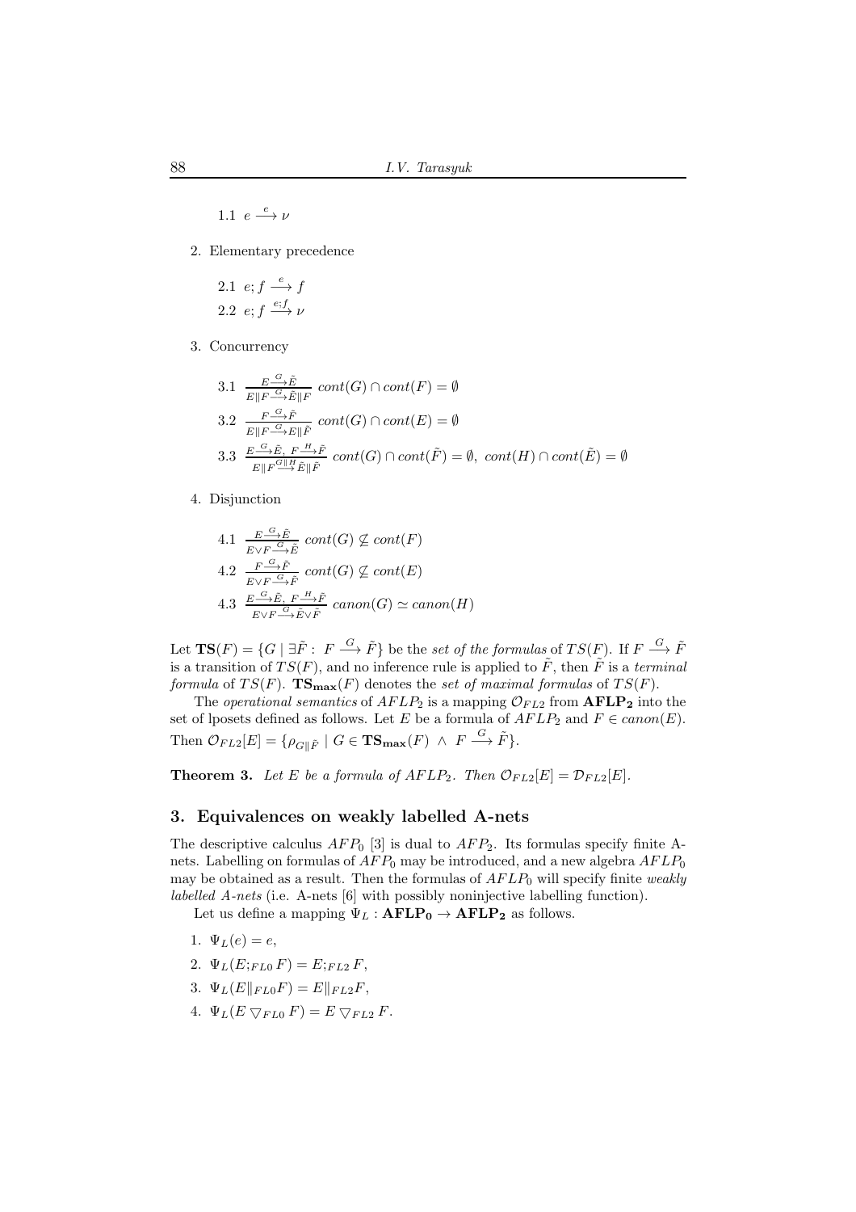1.1 $e \xrightarrow{e} \nu$

2. Elementary precedence

 2.1 $e; f \xrightarrow{e} f$

 2.2 $e; f \xrightarrow{e;f} \nu$

3. Concurrency

 3.1 $\frac{E \xrightarrow{G} \tilde{E}}{E \| F \xrightarrow{G} \tilde{E} \| F}$ $cont(G) \cap cont(F) = \emptyset$

 3.2 $\frac{F \xrightarrow{G} \tilde{F}}{E \| F \xrightarrow{G} E \| \tilde{F}}$ $cont(G) \cap cont(E) = \emptyset$

 3.3 $\frac{E \xrightarrow{G} \tilde{E},\ F \xrightarrow{H} \tilde{F}}{E \| F \xrightarrow{G \| H} \tilde{E} \| \tilde{F}}$ $cont(G) \cap cont(\tilde{F}) = \emptyset,\ cont(H) \cap cont(\tilde{E}) = \emptyset$

4. Disjunction

 4.1 $\frac{E \xrightarrow{G} \tilde{E}}{E \vee F \xrightarrow{G} \tilde{E}}$ $cont(G) \not\subseteq cont(F)$

 4.2 $\frac{F \xrightarrow{G} \tilde{F}}{E \vee F \xrightarrow{G} \tilde{F}}$ $cont(G) \not\subseteq cont(E)$

 4.3 $\frac{E \xrightarrow{G} \tilde{E},\ F \xrightarrow{H} \tilde{F}}{E \vee F \xrightarrow{G} \tilde{E} \vee \tilde{F}}$ $canon(G) \simeq canon(H)$

Let $\mathbf{TS}(F) = \{G \mid \exists \tilde{F} :\ F \xrightarrow{G} \tilde{F}\}$ be the *set of the formulas* of $TS(F)$. If $F \xrightarrow{G} \tilde{F}$ is a transition of $TS(F)$, and no inference rule is applied to $\tilde{F}$, then $\tilde{F}$ is a *terminal formula* of $TS(F)$. $\mathbf{TS_{max}}(F)$ denotes the *set of maximal formulas* of $TS(F)$.

The *operational semantics* of $AFLP_2$ is a mapping $\mathcal{O}_{FL2}$ from $\mathbf{AFLP_2}$ into the set of lposets defined as follows. Let $E$ be a formula of $AFLP_2$ and $F \in canon(E)$. Then $\mathcal{O}_{FL2}[E] = \{\rho_{G \| \tilde{F}} \mid G \in \mathbf{TS_{max}}(F)\ \wedge\ F \xrightarrow{G} \tilde{F}\}$.

**Theorem 3.** *Let $E$ be a formula of $AFLP_2$. Then $\mathcal{O}_{FL2}[E] = \mathcal{D}_{FL2}[E]$.*

## 3. Equivalences on weakly labelled A-nets

The descriptive calculus $AFP_0$ [3] is dual to $AFP_2$. Its formulas specify finite A-nets. Labelling on formulas of $AFP_0$ may be introduced, and a new algebra $AFLP_0$ may be obtained as a result. Then the formulas of $AFLP_0$ will specify finite *weakly labelled A-nets* (i.e. A-nets [6] with possibly noninjective labelling function).

Let us define a mapping $\Psi_L : \mathbf{AFLP_0} \to \mathbf{AFLP_2}$ as follows.

1. $\Psi_L(e) = e$,
2. $\Psi_L(E;_{FL0} F) = E;_{FL2} F$,
3. $\Psi_L(E \|_{FL0} F) = E \|_{FL2} F$,
4. $\Psi_L(E \bigtriangledown_{FL0} F) = E \bigtriangledown_{FL2} F$.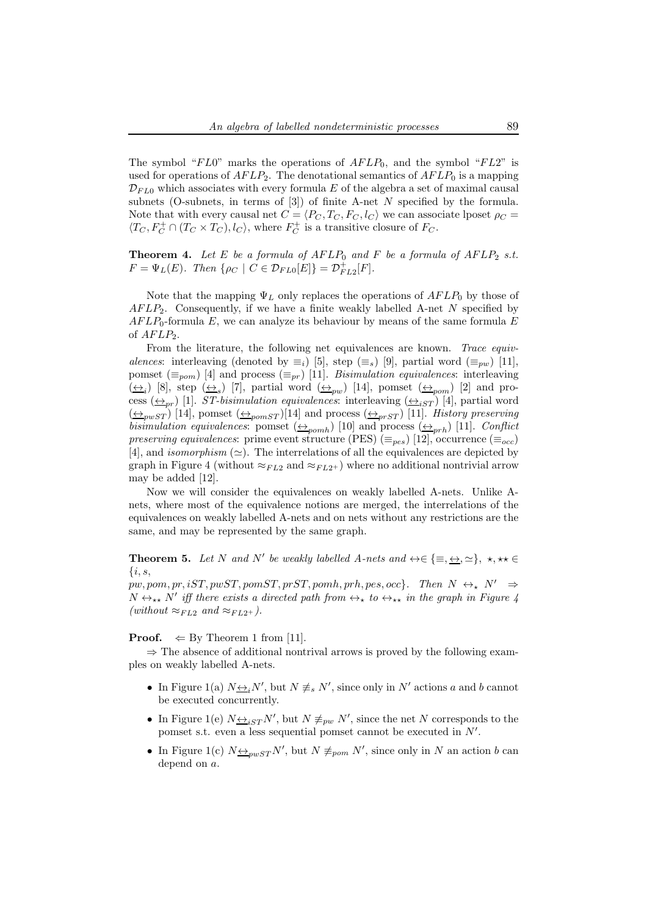The symbol "$FL0$" marks the operations of $AFLP_0$, and the symbol "$FL2$" is used for operations of $AFLP_2$. The denotational semantics of $AFLP_0$ is a mapping $\mathcal{D}_{FL0}$ which associates with every formula $E$ of the algebra a set of maximal causal subnets (O-subnets, in terms of [3]) of finite A-net $N$ specified by the formula. Note that with every causal net $C = \langle P_C, T_C, F_C, l_C\rangle$ we can associate lposet $\rho_C = \langle T_C, F_C^+ \cap (T_C \times T_C), l_C\rangle$, where $F_C^+$ is a transitive closure of $F_C$.

**Theorem 4.** *Let $E$ be a formula of $AFLP_0$ and $F$ be a formula of $AFLP_2$ s.t. $F = \Psi_L(E)$. Then $\{\rho_C \mid C \in \mathcal{D}_{FL0}[E]\} = \mathcal{D}^+_{FL2}[F]$.*

Note that the mapping $\Psi_L$ only replaces the operations of $AFLP_0$ by those of $AFLP_2$. Consequently, if we have a finite weakly labelled A-net $N$ specified by $AFLP_0$-formula $E$, we can analyze its behaviour by means of the same formula $E$ of $AFLP_2$.

From the literature, the following net equivalences are known. *Trace equivalences*: interleaving (denoted by $\equiv_i$) [5], step ($\equiv_s$) [9], partial word ($\equiv_{pw}$) [11], pomset ($\equiv_{pom}$) [4] and process ($\equiv_{pr}$) [11]. *Bisimulation equivalences*: interleaving ($\underline{\leftrightarrow}_i$) [8], step ($\underline{\leftrightarrow}_s$) [7], partial word ($\underline{\leftrightarrow}_{pw}$) [14], pomset ($\underline{\leftrightarrow}_{pom}$) [2] and process ($\underline{\leftrightarrow}_{pr}$) [1]. *ST-bisimulation equivalences*: interleaving ($\underline{\leftrightarrow}_{iST}$) [4], partial word ($\underline{\leftrightarrow}_{pwST}$) [14], pomset ($\underline{\leftrightarrow}_{pomST}$)[14] and process ($\underline{\leftrightarrow}_{prST}$) [11]. *History preserving bisimulation equivalences*: pomset ($\underline{\leftrightarrow}_{pomh}$) [10] and process ($\underline{\leftrightarrow}_{prh}$) [11]. *Conflict preserving equivalences*: prime event structure (PES) ($\equiv_{pes}$) [12], occurrence ($\equiv_{occ}$) [4], and *isomorphism* ($\simeq$). The interrelations of all the equivalences are depicted by graph in Figure 4 (without $\approx_{FL2}$ and $\approx_{FL2^+}$) where no additional nontrivial arrow may be added [12].

Now we will consider the equivalences on weakly labelled A-nets. Unlike A-nets, where most of the equivalence notions are merged, the interrelations of the equivalences on weakly labelled A-nets and on nets without any restrictions are the same, and may be represented by the same graph.

**Theorem 5.** *Let $N$ and $N'$ be weakly labelled A-nets and $\leftrightarrow \in \{\equiv, \underline{\leftrightarrow}, \simeq\}$, $\star, \star\star \in \{i, s, pw, pom, pr, iST, pwST, pomST, prST, pomh, prh, pes, occ\}$. Then $N \leftrightarrow_\star N' \Rightarrow N \leftrightarrow_{\star\star} N'$ iff there exists a directed path from $\leftrightarrow_\star$ to $\leftrightarrow_{\star\star}$ in the graph in Figure 4 (without $\approx_{FL2}$ and $\approx_{FL2^+}$).*

**Proof.** $\Leftarrow$ By Theorem 1 from [11].

$\Rightarrow$ The absence of additional nontrival arrows is proved by the following examples on weakly labelled A-nets.

- In Figure 1(a) $N \underline{\leftrightarrow}_i N'$, but $N \not\equiv_s N'$, since only in $N'$ actions $a$ and $b$ cannot be executed concurrently.
- In Figure 1(e) $N \underline{\leftrightarrow}_{iST} N'$, but $N \not\equiv_{pw} N'$, since the net $N$ corresponds to the pomset s.t. even a less sequential pomset cannot be executed in $N'$.
- In Figure 1(c) $N \underline{\leftrightarrow}_{pwST} N'$, but $N \not\equiv_{pom} N'$, since only in $N$ an action $b$ can depend on $a$.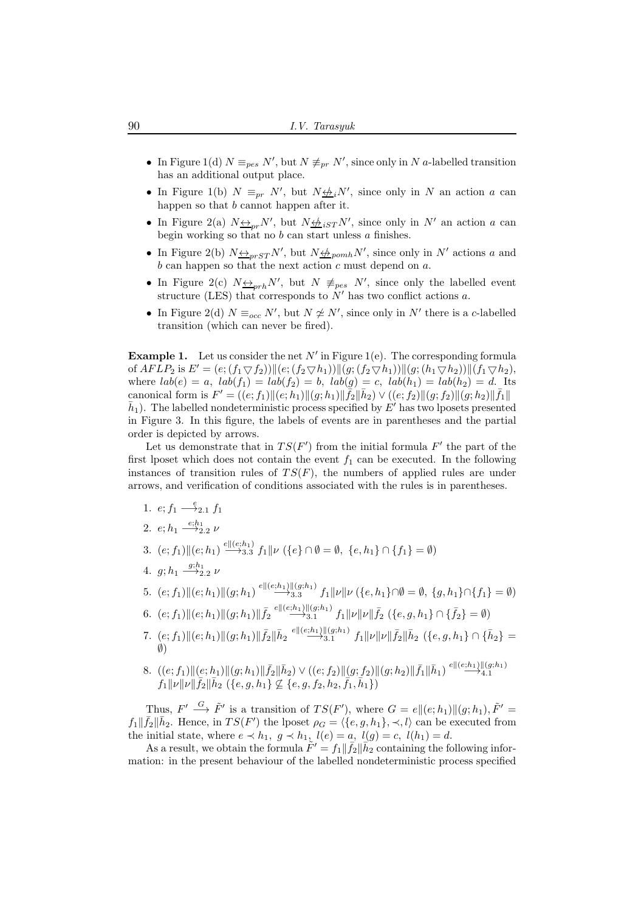- In Figure 1(d) $N \equiv_{pes} N'$, but $N \not\equiv_{pr} N'$, since only in $N$ $a$-labelled transition has an additional output place.
- In Figure 1(b) $N \equiv_{pr} N'$, but $N \underline{\not\leftrightarrow}_i N'$, since only in $N$ an action $a$ can happen so that $b$ cannot happen after it.
- In Figure 2(a) $N \underline{\leftrightarrow}_{pr} N'$, but $N \underline{\not\leftrightarrow}_{iST} N'$, since only in $N'$ an action $a$ can begin working so that no $b$ can start unless $a$ finishes.
- In Figure 2(b) $N \underline{\leftrightarrow}_{prST} N'$, but $N \underline{\not\leftrightarrow}_{pomh} N'$, since only in $N'$ actions $a$ and $b$ can happen so that the next action $c$ must depend on $a$.
- In Figure 2(c) $N \underline{\leftrightarrow}_{prh} N'$, but $N \not\equiv_{pes} N'$, since only the labelled event structure (LES) that corresponds to $N'$ has two conflict actions $a$.
- In Figure 2(d) $N \equiv_{occ} N'$, but $N \not\simeq N'$, since only in $N'$ there is a $c$-labelled transition (which can never be fired).

**Example 1.** Let us consider the net $N'$ in Figure 1(e). The corresponding formula of $AFLP_2$ is $E' = (e; (f_1 \bigtriangledown f_2)) \| (e; (f_2 \bigtriangledown h_1)) \| (g; (f_2 \bigtriangledown h_1)) \| (g; (h_1 \bigtriangledown h_2)) \| (f_1 \bigtriangledown h_2)$, where $lab(e) = a$, $lab(f_1) = lab(f_2) = b$, $lab(g) = c$, $lab(h_1) = lab(h_2) = d$. Its canonical form is $F' = ((e; f_1) \| (e; h_1) \| (g; h_1) \| \bar{f}_2 \| \bar{h}_2) \vee ((e; f_2) \| (g; f_2) \| (g; h_2) \| \bar{f}_1 \| \bar{h}_1)$. The labelled nondeterministic process specified by $E'$ has two lposets presented in Figure 3. In this figure, the labels of events are in parentheses and the partial order is depicted by arrows.

Let us demonstrate that in $TS(F')$ from the initial formula $F'$ the part of the first lposet which does not contain the event $f_1$ can be executed. In the following instances of transition rules of $TS(F)$, the numbers of applied rules are under arrows, and verification of conditions associated with the rules is in parentheses.

1. $e; f_1 \xrightarrow{e}_{2.1} f_1$
2. $e; h_1 \xrightarrow{e;h_1}_{2.2} \nu$
3. $(e; f_1) \| (e; h_1) \xrightarrow{e \| (e;h_1)}_{3.3} f_1 \| \nu$ $(\{e\} \cap \emptyset = \emptyset,\ \{e, h_1\} \cap \{f_1\} = \emptyset)$
4. $g; h_1 \xrightarrow{g;h_1}_{2.2} \nu$
5. $(e; f_1) \| (e; h_1) \| (g; h_1) \xrightarrow{e \| (e;h_1) \| (g;h_1)}_{3.3} f_1 \| \nu \| \nu$ $(\{e, h_1\} \cap \emptyset = \emptyset,\ \{g, h_1\} \cap \{f_1\} = \emptyset)$
6. $(e; f_1) \| (e; h_1) \| (g; h_1) \| \bar{f}_2 \xrightarrow{e \| (e;h_1) \| (g;h_1)}_{3.1} f_1 \| \nu \| \nu \| \bar{f}_2$ $(\{e, g, h_1\} \cap \{\bar{f}_2\} = \emptyset)$
7. $(e; f_1) \| (e; h_1) \| (g; h_1) \| \bar{f}_2 \| \bar{h}_2 \xrightarrow{e \| (e;h_1) \| (g;h_1)}_{3.1} f_1 \| \nu \| \nu \| \bar{f}_2 \| \bar{h}_2$ $(\{e, g, h_1\} \cap \{\bar{h}_2\} = \emptyset)$
8. $((e; f_1) \| (e; h_1) \| (g; h_1) \| \bar{f}_2 \| \bar{h}_2) \vee ((e; f_2) \| (g; f_2) \| (g; h_2) \| \bar{f}_1 \| \bar{h}_1) \xrightarrow{e \| (e;h_1) \| (g;h_1)}_{4.1}$ $f_1 \| \nu \| \nu \| \bar{f}_2 \| \bar{h}_2$ $(\{e, g, h_1\} \not\subseteq \{e, g, f_2, h_2, \bar{f}_1, \bar{h}_1\})$

Thus, $F' \xrightarrow{G} \tilde{F}'$ is a transition of $TS(F')$, where $G = e \| (e; h_1) \| (g; h_1)$, $\tilde{F}' = f_1 \| \bar{f}_2 \| \bar{h}_2$. Hence, in $TS(F')$ the lposet $\rho_G = \langle \{e, g, h_1\}, \prec, l \rangle$ can be executed from the initial state, where $e \prec h_1,\ g \prec h_1,\ l(e) = a,\ l(g) = c,\ l(h_1) = d$.

As a result, we obtain the formula $\tilde{F}' = f_1 \| \bar{f}_2 \| \bar{h}_2$ containing the following information: in the present behaviour of the labelled nondeterministic process specified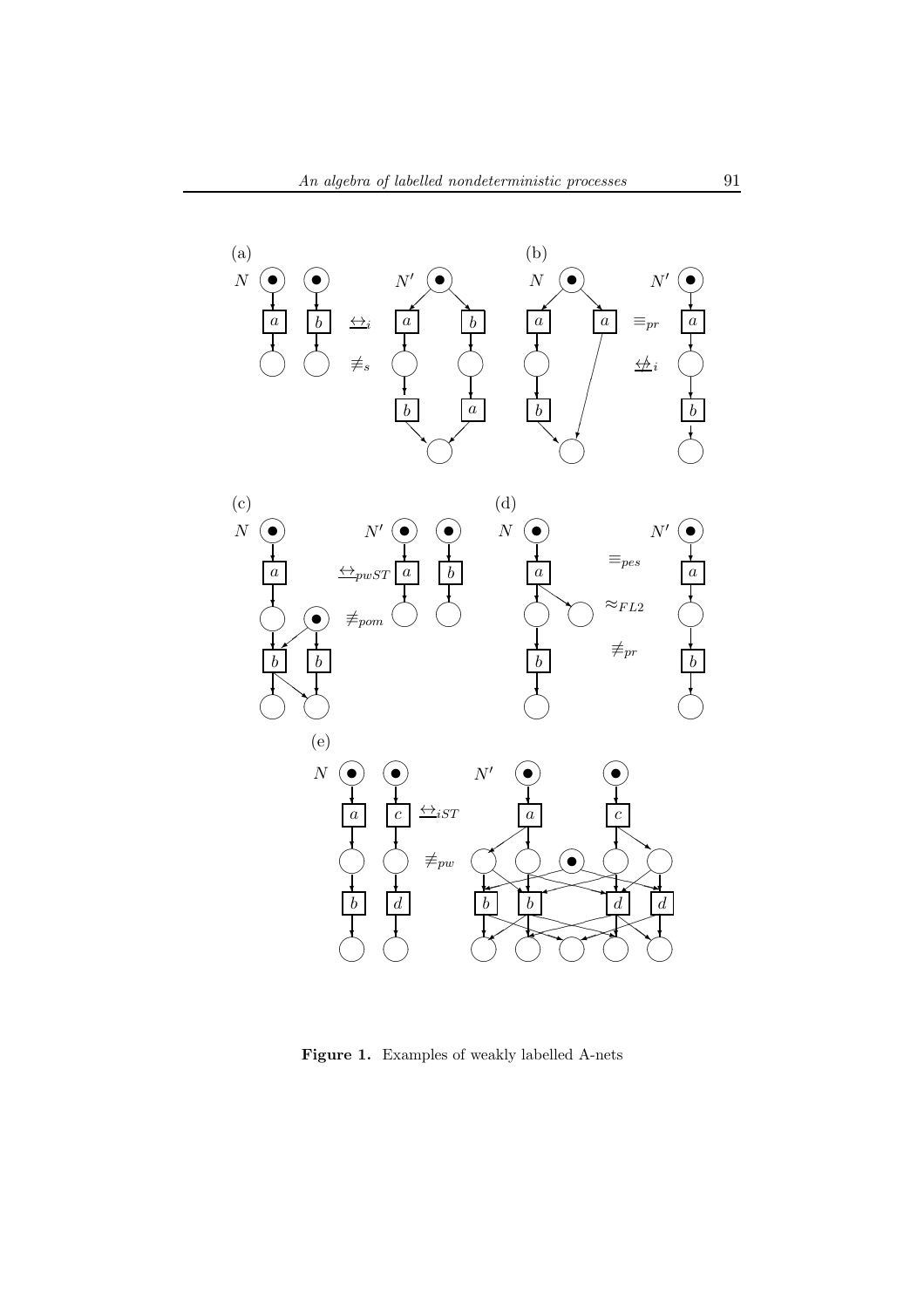**Figure 1.** Examples of weakly labelled A-nets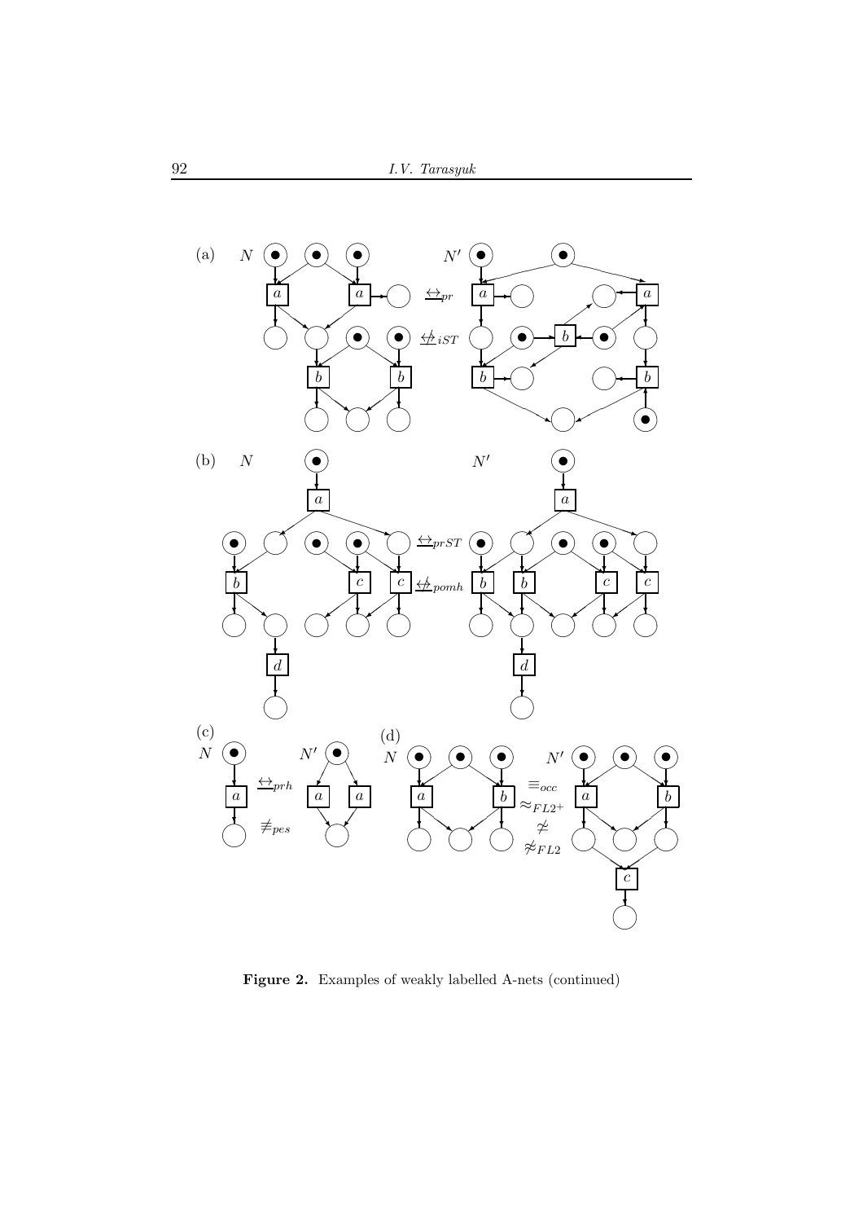**Figure 2.** Examples of weakly labelled A-nets (continued)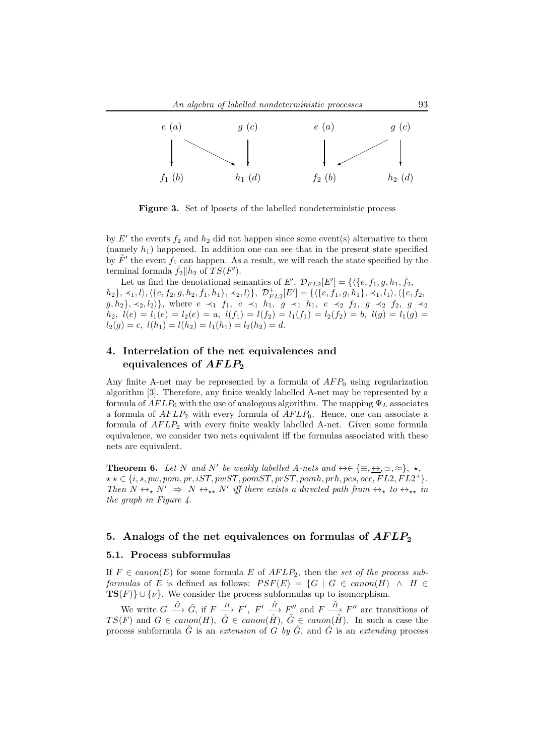$e\ (a)$ $g\ (c)$ $e\ (a)$ $g\ (c)$

$f_1\ (b)$ $h_1\ (d)$ $f_2\ (b)$ $h_2\ (d)$

**Figure 3.** Set of lposets of the labelled nondeterministic process

by $E'$ the events $f_2$ and $h_2$ did not happen since some event(s) alternative to them (namely $h_1$) happened. In addition one can see that in the present state specified by $\tilde{F}'$ the event $f_1$ can happen. As a result, we will reach the state specified by the terminal formula $\bar{f}_2 \| \bar{h}_2$ of $TS(F')$.

Let us find the denotational semantics of $E'$. $\mathcal{D}_{FL2}[E'] = \{\langle\{e, f_1, g, h_1, \bar{f}_2, \bar{h}_2\}, \prec_1, l\rangle, \langle\{e, f_2, g, h_2, \bar{f}_1, \bar{h}_1\}, \prec_2, l\rangle\}$, $\mathcal{D}^+_{FL2}[E'] = \{\langle\{e, f_1, g, h_1\}, \prec_1, l_1\rangle, \langle\{e, f_2, g, h_2\}, \prec_2, l_2\rangle\}$, where $e \prec_1 f_1$, $e \prec_1 h_1$, $g \prec_1 h_1$, $e \prec_2 f_2$, $g \prec_2 f_2$, $g \prec_2 h_2$, $l(e) = l_1(e) = l_2(e) = a$, $l(f_1) = l(f_2) = l_1(f_1) = l_2(f_2) = b$, $l(g) = l_1(g) = l_2(g) = c$, $l(h_1) = l(h_2) = l_1(h_1) = l_2(h_2) = d$.

## 4. Interrelation of the net equivalences and equivalences of $AFLP_2$

Any finite A-net may be represented by a formula of $AFP_0$ using regularization algorithm [3]. Therefore, any finite weakly labelled A-net may be represented by a formula of $AFLP_0$ with the use of analogous algorithm. The mapping $\Psi_L$ associates a formula of $AFLP_2$ with every formula of $AFLP_0$. Hence, one can associate a formula of $AFLP_2$ with every finite weakly labelled A-net. Given some formula equivalence, we consider two nets equivalent iff the formulas associated with these nets are equivalent.

**Theorem 6.** *Let $N$ and $N'$ be weakly labelled A-nets and $\leftrightarrow \in \{\equiv, \underline{\leftrightarrow}, \simeq, \approx\}$, $\star$, $\star\star \in \{i, s, pw, pom, pr, iST, pwST, pomST, prST, pomh, prh, pes, occ, FL2, FL2^+\}$. Then $N \leftrightarrow_\star N' \Rightarrow N \leftrightarrow_{\star\star} N'$ iff there exists a directed path from $\leftrightarrow_\star$ to $\leftrightarrow_{\star\star}$ in the graph in Figure 4.*

## 5. Analogs of the net equivalences on formulas of $AFLP_2$

### 5.1. Process subformulas

If $F \in canon(E)$ for some formula $E$ of $AFLP_2$, then the *set of the process subformulas* of $E$ is defined as follows: $PSF(E) = \{G \mid G \in canon(H) \wedge H \in \mathbf{TS}(F)\} \cup \{\nu\}$. We consider the process subformulas up to isomorphism.

We write $G \xrightarrow{\hat{G}} \tilde{G}$, if $F \xrightarrow{H} F'$, $F' \xrightarrow{\hat{H}} F''$ and $F \xrightarrow{\tilde{H}} F''$ are transitions of $TS(F)$ and $G \in canon(H)$, $\hat{G} \in canon(\hat{H})$, $\tilde{G} \in canon(\tilde{H})$. In such a case the process subformula $\tilde{G}$ is an *extension* of $G$ *by* $\hat{G}$, and $\hat{G}$ is an *extending* process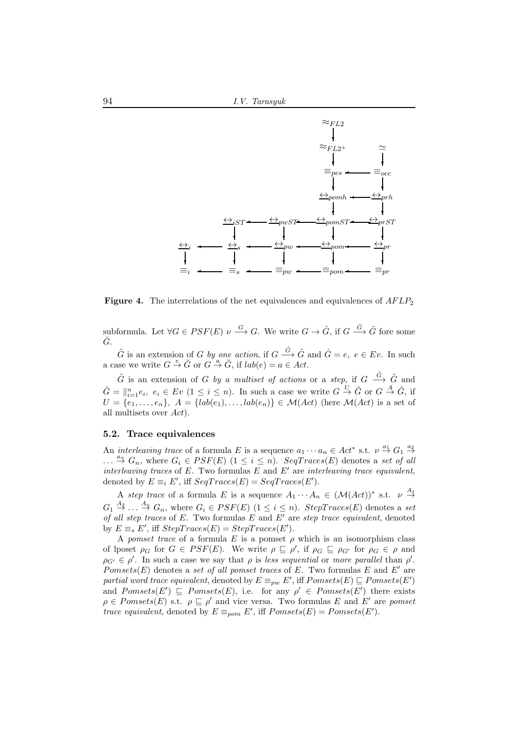**Figure 4.** The interrelations of the net equivalences and equivalences of $AFLP_2$

subformula. Let $\forall G \in PSF(E)$ $\nu \xrightarrow{G} G$. We write $G \to \tilde{G}$, if $G \xrightarrow{\hat{G}} \tilde{G}$ fore some $\hat{G}$.

$\tilde{G}$ is an extension of $G$ *by one action*, if $G \xrightarrow{\hat{G}} \tilde{G}$ and $\hat{G} = e$, $e \in Ev$. In such a case we write $G \xrightarrow{e} \tilde{G}$ or $G \xrightarrow{a} \tilde{G}$, if $lab(e) = a \in Act$.

$\tilde{G}$ is an extension of $G$ *by a multiset of actions* or a *step*, if $G \xrightarrow{\hat{G}} \tilde{G}$ and $\hat{G} = \|_{i=1}^{n} e_i$, $e_i \in Ev$ $(1 \leq i \leq n)$. In such a case we write $G \xrightarrow{U} \tilde{G}$ or $G \xrightarrow{A} \tilde{G}$, if $U = \{e_1, \ldots, e_n\}$, $A = \{lab(e_1), \ldots, lab(e_n)\} \in \mathcal{M}(Act)$ (here $\mathcal{M}(Act)$ is a set of all multisets over $Act$).

### 5.2. Trace equivalences

An *interleaving trace* of a formula $E$ is a sequence $a_1 \cdots a_n \in Act^*$ s.t. $\nu \xrightarrow{a_1} G_1 \xrightarrow{a_2} \ldots \xrightarrow{a_n} G_n$, where $G_i \in PSF(E)$ $(1 \leq i \leq n)$. $SeqTraces(E)$ denotes a *set of all interleaving traces* of $E$. Two formulas $E$ and $E'$ are *interleaving trace equivalent*, denoted by $E \equiv_i E'$, iff $SeqTraces(E) = SeqTraces(E')$.

A *step trace* of a formula $E$ is a sequence $A_1 \cdots A_n \in (\mathcal{M}(Act))^*$ s.t. $\nu \xrightarrow{A_1} G_1 \xrightarrow{A_2} \ldots \xrightarrow{A_n} G_n$, where $G_i \in PSF(E)$ $(1 \leq i \leq n)$. $StepTraces(E)$ denotes a *set of all step traces* of $E$. Two formulas $E$ and $E'$ are *step trace equivalent*, denoted by $E \equiv_s E'$, iff $StepTraces(E) = StepTraces(E')$.

A *pomset trace* of a formula $E$ is a pomset $\rho$ which is an isomorphism class of lposet $\rho_G$ for $G \in PSF(E)$. We write $\rho \sqsubseteq \rho'$, if $\rho_G \sqsubseteq \rho_{G'}$ for $\rho_G \in \rho$ and $\rho_{G'} \in \rho'$. In such a case we say that $\rho$ is *less sequential* or *more parallel* than $\rho'$. $Pomsets(E)$ denotes a *set of all pomset traces* of $E$. Two formulas $E$ and $E'$ are *partial word trace equivalent*, denoted by $E \equiv_{pw} E'$, iff $Pomsets(E) \sqsubseteq Pomsets(E')$ and $Pomsets(E') \sqsubseteq Pomsets(E)$, i.e. for any $\rho' \in Pomsets(E')$ there exists $\rho \in Pomsets(E)$ s.t. $\rho \sqsubseteq \rho'$ and vice versa. Two formulas $E$ and $E'$ are *pomset trace equivalent*, denoted by $E \equiv_{pom} E'$, iff $Pomsets(E) = Pomsets(E')$.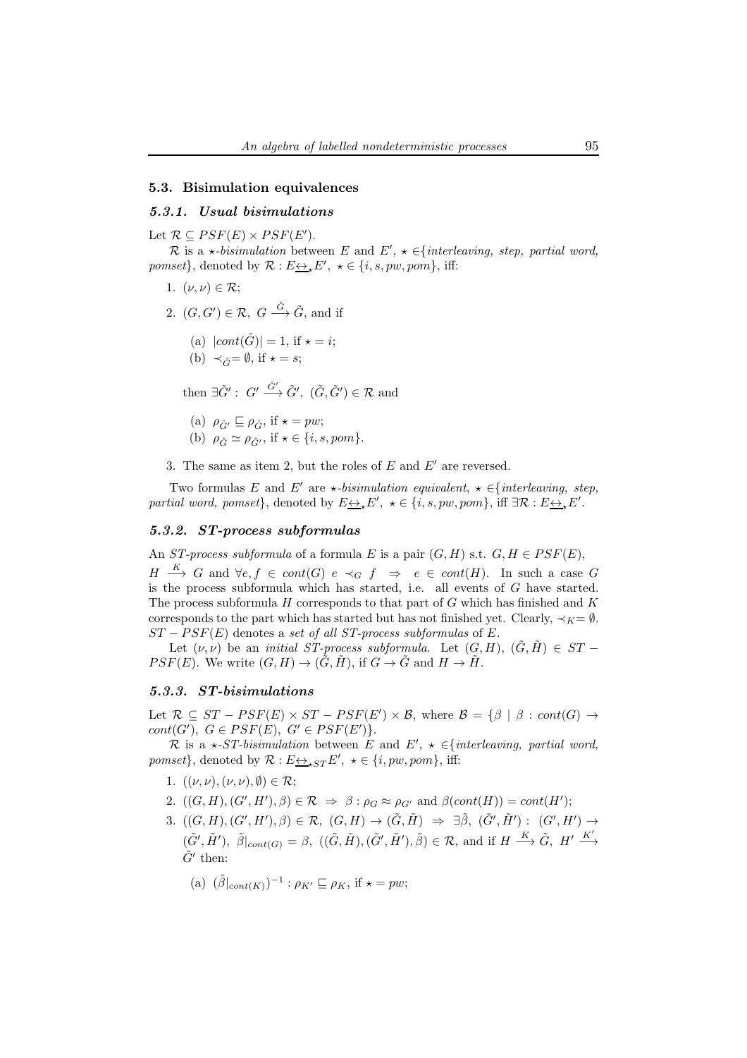### 5.3. Bisimulation equivalences

#### 5.3.1. Usual bisimulations

Let $\mathcal{R} \subseteq PSF(E) \times PSF(E')$.

$\mathcal{R}$ is a *$\star$-bisimulation* between $E$ and $E'$, $\star \in$\{*interleaving, step, partial word, pomset*\}, denoted by $\mathcal{R} : E \underline{\leftrightarrow}_\star E'$, $\star \in \{i, s, pw, pom\}$, iff:

1. $(\nu, \nu) \in \mathcal{R}$;
2. $(G, G') \in \mathcal{R}$, $G \xrightarrow{\hat{G}} \tilde{G}$, and if
   (a) $|cont(\hat{G})| = 1$, if $\star = i$;
   (b) $\prec_{\hat{G}} = \emptyset$, if $\star = s$;

   then $\exists \tilde{G}' : \; G' \xrightarrow{\hat{G}'} \tilde{G}'$, $(\tilde{G}, \tilde{G}') \in \mathcal{R}$ and
   (a) $\rho_{\hat{G}'} \sqsubseteq \rho_{\hat{G}}$, if $\star = pw$;
   (b) $\rho_{\hat{G}} \simeq \rho_{\hat{G}'}$, if $\star \in \{i, s, pom\}$.
3. The same as item 2, but the roles of $E$ and $E'$ are reversed.

Two formulas $E$ and $E'$ are *$\star$-bisimulation equivalent*, $\star \in$\{*interleaving, step, partial word, pomset*\}, denoted by $E \underline{\leftrightarrow}_\star E'$, $\star \in \{i, s, pw, pom\}$, iff $\exists \mathcal{R} : E \underline{\leftrightarrow}_\star E'$.

#### 5.3.2. ST-process subformulas

An *ST-process subformula* of a formula $E$ is a pair $(G, H)$ s.t. $G, H \in PSF(E)$, $H \xrightarrow{K} G$ and $\forall e, f \in cont(G) \;\; e \prec_G f \;\; \Rightarrow \;\; e \in cont(H)$. In such a case $G$ is the process subformula which has started, i.e. all events of $G$ have started. The process subformula $H$ corresponds to that part of $G$ which has finished and $K$ corresponds to the part which has started but has not finished yet. Clearly, $\prec_K = \emptyset$. $ST - PSF(E)$ denotes a *set of all ST-process subformulas* of $E$.

Let $(\nu, \nu)$ be an *initial ST-process subformula*. Let $(G, H)$, $(\tilde{G}, \tilde{H}) \in ST - PSF(E)$. We write $(G, H) \to (\tilde{G}, \tilde{H})$, if $G \to \tilde{G}$ and $H \to \tilde{H}$.

#### 5.3.3. ST-bisimulations

Let $\mathcal{R} \subseteq ST - PSF(E) \times ST - PSF(E') \times \mathcal{B}$, where $\mathcal{B} = \{\beta \mid \beta : cont(G) \to cont(G'),\; G \in PSF(E),\; G' \in PSF(E')\}$.

$\mathcal{R}$ is a *$\star$-ST-bisimulation* between $E$ and $E'$, $\star \in$\{*interleaving, partial word, pomset*\}, denoted by $\mathcal{R} : E \underline{\leftrightarrow}_{\star ST} E'$, $\star \in \{i, pw, pom\}$, iff:

1. $((\nu, \nu), (\nu, \nu), \emptyset) \in \mathcal{R}$;
2. $((G, H), (G', H'), \beta) \in \mathcal{R} \;\Rightarrow\; \beta : \rho_G \approx \rho_{G'}$ and $\beta(cont(H)) = cont(H')$;
3. $((G, H), (G', H'), \beta) \in \mathcal{R}$, $(G, H) \to (\tilde{G}, \tilde{H}) \;\Rightarrow\; \exists \tilde{\beta}, \; (\tilde{G}', \tilde{H}') : \; (G', H') \to (\tilde{G}', \tilde{H}')$, $\tilde{\beta}|_{cont(G)} = \beta$, $((\tilde{G}, \tilde{H}), (\tilde{G}', \tilde{H}'), \tilde{\beta}) \in \mathcal{R}$, and if $H \xrightarrow{K} \tilde{G}$, $H' \xrightarrow{K'} \tilde{G}'$ then:
   (a) $(\tilde{\beta}|_{cont(K)})^{-1} : \rho_{K'} \sqsubseteq \rho_K$, if $\star = pw$;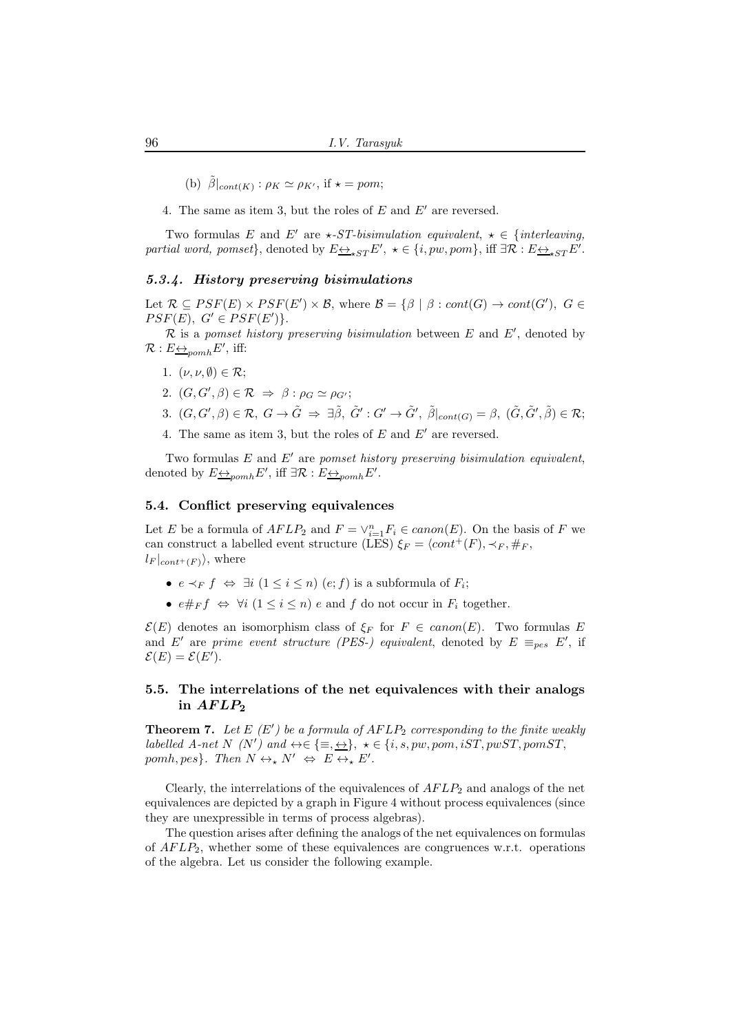(b) $\tilde{\beta}|_{cont(K)} : \rho_K \simeq \rho_{K'}$, if $\star = pom$;

4. The same as item 3, but the roles of $E$ and $E'$ are reversed.

Two formulas $E$ and $E'$ are $\star$*-ST-bisimulation equivalent*, $\star \in \{$*interleaving, partial word, pomset*$\}$, denoted by $E \underline{\leftrightarrow}_{\star ST} E'$, $\star \in \{i, pw, pom\}$, iff $\exists \mathcal{R} : E \underline{\leftrightarrow}_{\star ST} E'$.

#### *5.3.4. History preserving bisimulations*

Let $\mathcal{R} \subseteq PSF(E) \times PSF(E') \times \mathcal{B}$, where $\mathcal{B} = \{\beta \mid \beta : cont(G) \to cont(G'),\ G \in PSF(E),\ G' \in PSF(E')\}$.

$\mathcal{R}$ is a *pomset history preserving bisimulation* between $E$ and $E'$, denoted by $\mathcal{R} : E \underline{\leftrightarrow}_{pomh} E'$, iff:

1. $(\nu, \nu, \emptyset) \in \mathcal{R}$;
2. $(G, G', \beta) \in \mathcal{R} \ \Rightarrow\ \beta : \rho_G \simeq \rho_{G'}$;
3. $(G, G', \beta) \in \mathcal{R},\ G \to \tilde{G} \ \Rightarrow\ \exists \tilde{\beta},\ \tilde{G}' : G' \to \tilde{G}',\ \tilde{\beta}|_{cont(G)} = \beta,\ (\tilde{G}, \tilde{G}', \tilde{\beta}) \in \mathcal{R}$;
4. The same as item 3, but the roles of $E$ and $E'$ are reversed.

Two formulas $E$ and $E'$ are *pomset history preserving bisimulation equivalent*, denoted by $E \underline{\leftrightarrow}_{pomh} E'$, iff $\exists \mathcal{R} : E \underline{\leftrightarrow}_{pomh} E'$.

### 5.4. Conflict preserving equivalences

Let $E$ be a formula of $AFLP_2$ and $F = \vee_{i=1}^{n} F_i \in canon(E)$. On the basis of $F$ we can construct a labelled event structure (LES) $\xi_F = \langle cont^+(F), \prec_F, \#_F, l_F|_{cont^+(F)} \rangle$, where

- $e \prec_F f \ \Leftrightarrow\ \exists i\ (1 \le i \le n)\ (e; f)$ is a subformula of $F_i$;
- $e \#_F f \ \Leftrightarrow\ \forall i\ (1 \le i \le n)$ $e$ and $f$ do not occur in $F_i$ together.

$\mathcal{E}(E)$ denotes an isomorphism class of $\xi_F$ for $F \in canon(E)$. Two formulas $E$ and $E'$ are *prime event structure (PES-) equivalent*, denoted by $E \equiv_{pes} E'$, if $\mathcal{E}(E) = \mathcal{E}(E')$.

### 5.5. The interrelations of the net equivalences with their analogs in $AFLP_2$

**Theorem 7.** *Let $E$ ($E'$) be a formula of $AFLP_2$ corresponding to the finite weakly labelled A-net $N$ ($N'$) and $\leftrightarrow \in \{\equiv, \underline{\leftrightarrow}\}$, $\star \in \{i, s, pw, pom, iST, pwST, pomST, pomh, pes\}$. Then $N \leftrightarrow_\star N' \ \Leftrightarrow\ E \leftrightarrow_\star E'$.*

Clearly, the interrelations of the equivalences of $AFLP_2$ and analogs of the net equivalences are depicted by a graph in Figure 4 without process equivalences (since they are unexpressible in terms of process algebras).

The question arises after defining the analogs of the net equivalences on formulas of $AFLP_2$, whether some of these equivalences are congruences w.r.t. operations of the algebra. Let us consider the following example.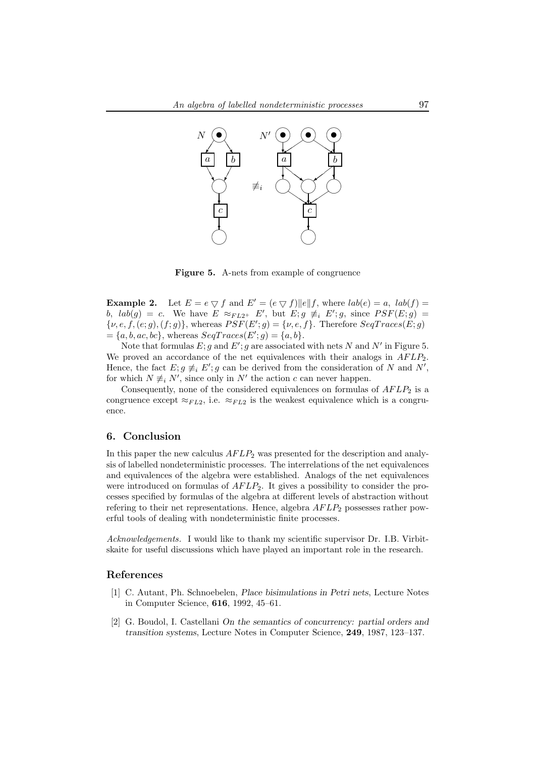**Figure 5.** A-nets from example of congruence

**Example 2.** Let $E = e \bigtriangledown f$ and $E' = (e \bigtriangledown f) \| e \| f$, where $lab(e) = a$, $lab(f) = b$, $lab(g) = c$. We have $E \approx_{FL2^+} E'$, but $E; g \not\equiv_i E'; g$, since $PSF(E; g) = \{\nu, e, f, (e; g), (f; g)\}$, whereas $PSF(E'; g) = \{\nu, e, f\}$. Therefore $SeqTraces(E; g) = \{a, b, ac, bc\}$, whereas $SeqTraces(E'; g) = \{a, b\}$.

Note that formulas $E; g$ and $E'; g$ are associated with nets $N$ and $N'$ in Figure 5. We proved an accordance of the net equivalences with their analogs in $AFLP_2$. Hence, the fact $E; g \not\equiv_i E'; g$ can be derived from the consideration of $N$ and $N'$, for which $N \not\equiv_i N'$, since only in $N'$ the action $c$ can never happen.

Consequently, none of the considered equivalences on formulas of $AFLP_2$ is a congruence except $\approx_{FL2}$, i.e. $\approx_{FL2}$ is the weakest equivalence which is a congruence.

## 6. Conclusion

In this paper the new calculus $AFLP_2$ was presented for the description and analysis of labelled nondeterministic processes. The interrelations of the net equivalences and equivalences of the algebra were established. Analogs of the net equivalences were introduced on formulas of $AFLP_2$. It gives a possibility to consider the processes specified by formulas of the algebra at different levels of abstraction without refering to their net representations. Hence, algebra $AFLP_2$ possesses rather powerful tools of dealing with nondeterministic finite processes.

*Acknowledgements.* I would like to thank my scientific supervisor Dr. I.B. Virbitskaite for useful discussions which have played an important role in the research.

## References

[1] C. Autant, Ph. Schnoebelen, *Place bisimulations in Petri nets*, Lecture Notes in Computer Science, **616**, 1992, 45–61.

[2] G. Boudol, I. Castellani *On the semantics of concurrency: partial orders and transition systems*, Lecture Notes in Computer Science, **249**, 1987, 123–137.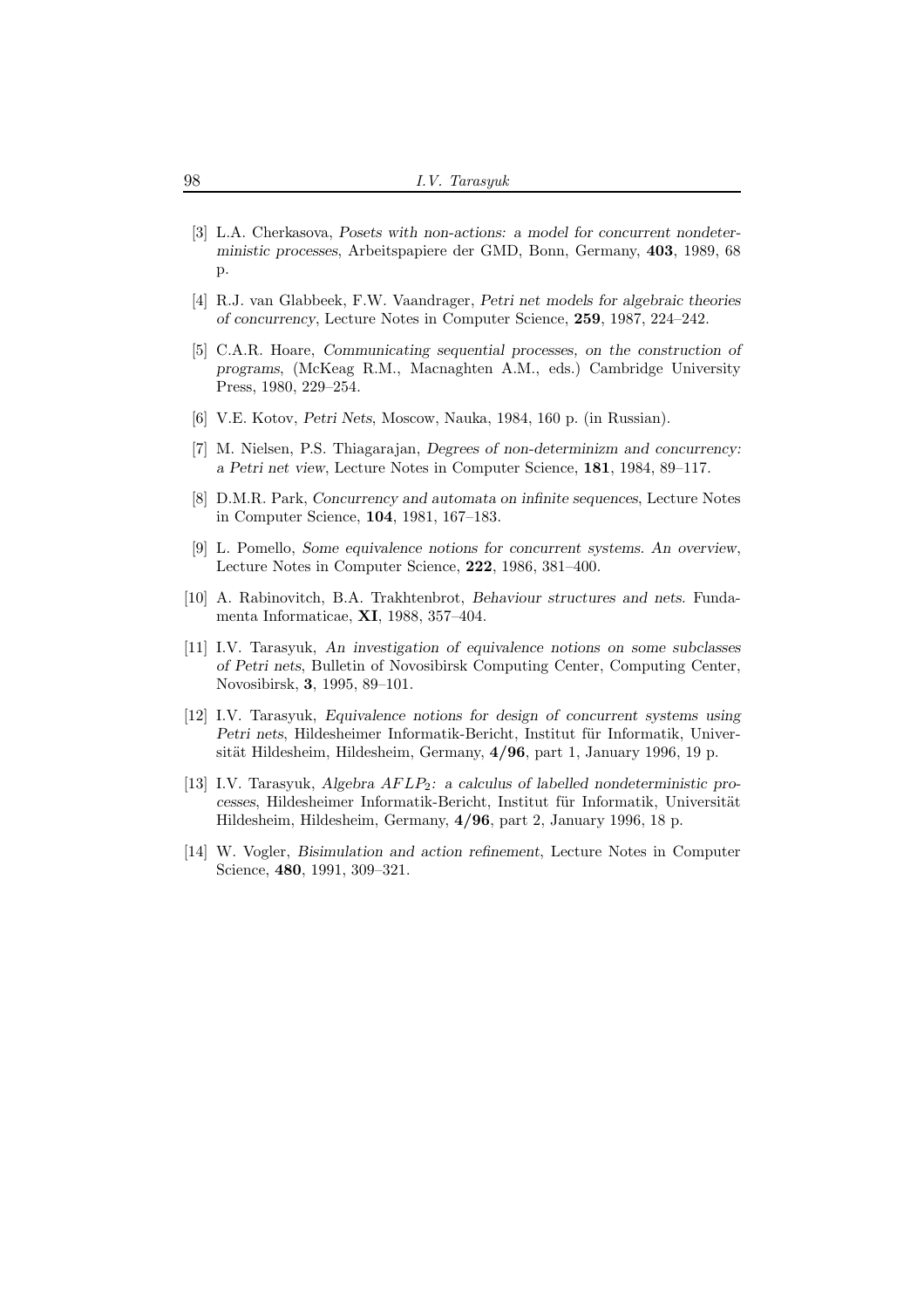[3] L.A. Cherkasova, *Posets with non-actions: a model for concurrent nondeterministic processes*, Arbeitspapiere der GMD, Bonn, Germany, **403**, 1989, 68 p.

[4] R.J. van Glabbeek, F.W. Vaandrager, *Petri net models for algebraic theories of concurrency*, Lecture Notes in Computer Science, **259**, 1987, 224–242.

[5] C.A.R. Hoare, *Communicating sequential processes, on the construction of programs*, (McKeag R.M., Macnaghten A.M., eds.) Cambridge University Press, 1980, 229–254.

[6] V.E. Kotov, *Petri Nets*, Moscow, Nauka, 1984, 160 p. (in Russian).

[7] M. Nielsen, P.S. Thiagarajan, *Degrees of non-determinizm and concurrency: a Petri net view*, Lecture Notes in Computer Science, **181**, 1984, 89–117.

[8] D.M.R. Park, *Concurrency and automata on infinite sequences*, Lecture Notes in Computer Science, **104**, 1981, 167–183.

[9] L. Pomello, *Some equivalence notions for concurrent systems. An overview*, Lecture Notes in Computer Science, **222**, 1986, 381–400.

[10] A. Rabinovitch, B.A. Trakhtenbrot, *Behaviour structures and nets.* Fundamenta Informaticae, **XI**, 1988, 357–404.

[11] I.V. Tarasyuk, *An investigation of equivalence notions on some subclasses of Petri nets*, Bulletin of Novosibirsk Computing Center, Computing Center, Novosibirsk, **3**, 1995, 89–101.

[12] I.V. Tarasyuk, *Equivalence notions for design of concurrent systems using Petri nets*, Hildesheimer Informatik-Bericht, Institut für Informatik, Universität Hildesheim, Hildesheim, Germany, **4/96**, part 1, January 1996, 19 p.

[13] I.V. Tarasyuk, *Algebra $AFLP_2$: a calculus of labelled nondeterministic processes*, Hildesheimer Informatik-Bericht, Institut für Informatik, Universität Hildesheim, Hildesheim, Germany, **4/96**, part 2, January 1996, 18 p.

[14] W. Vogler, *Bisimulation and action refinement*, Lecture Notes in Computer Science, **480**, 1991, 309–321.